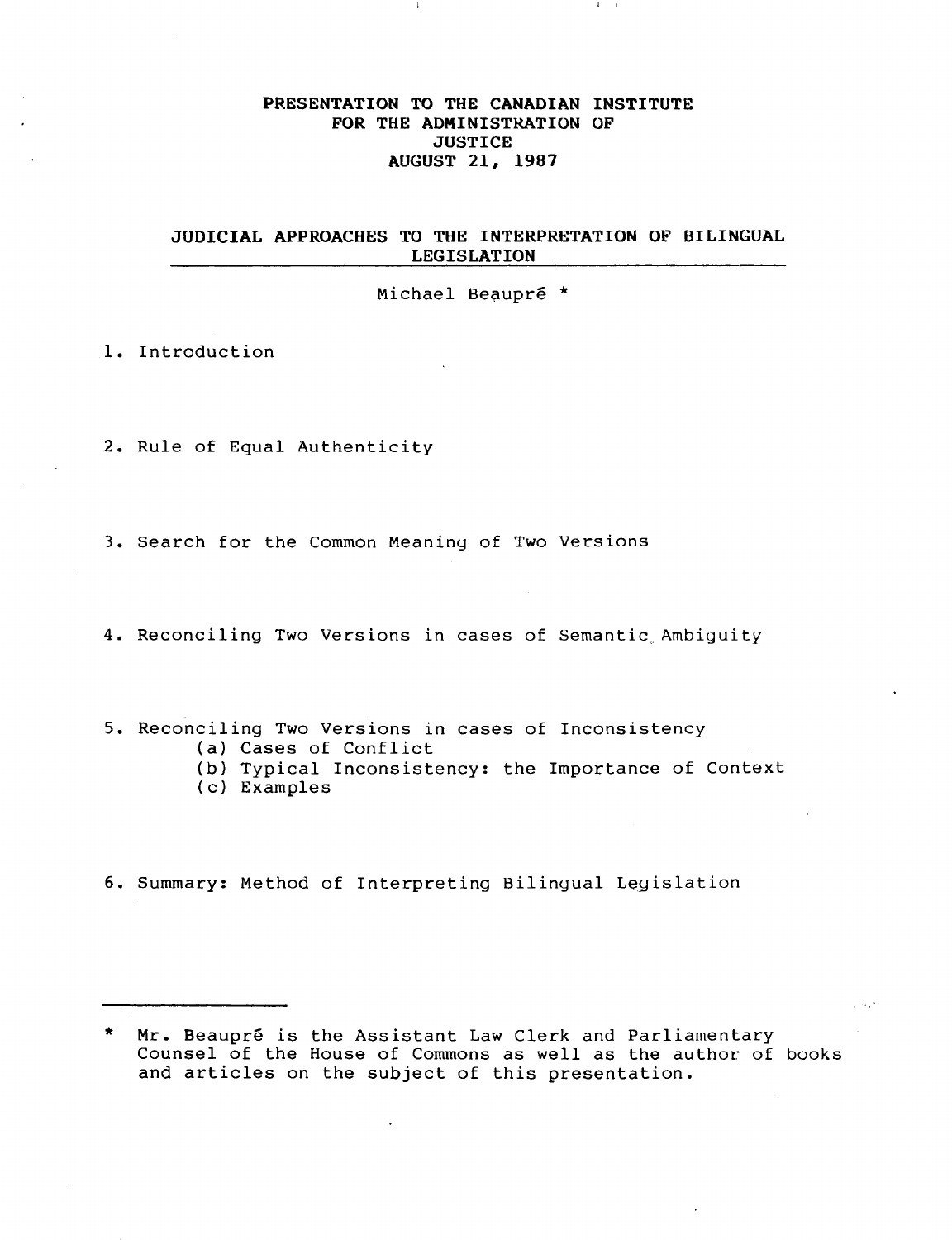**PRESENTATION TO THE CANADIAN INSTITUTE FOR THE ADMINISTRATION OF JUSTICE**
**AUGUST 21, 1987**

# JUDICIAL APPROACHES TO THE INTERPRETATION OF BILINGUAL LEGISLATION

Michael Beaupré *

1. Introduction

2. Rule of Equal Authenticity

3. Search for the Common Meaning of Two Versions

4. Reconciling Two Versions in cases of Semantic Ambiguity

5. Reconciling Two Versions in cases of Inconsistency
   (a) Cases of Conflict
   (b) Typical Inconsistency: the Importance of Context
   (c) Examples

6. Summary: Method of Interpreting Bilingual Legislation

---

\* Mr. Beaupré is the Assistant Law Clerk and Parliamentary Counsel of the House of Commons as well as the author of books and articles on the subject of this presentation.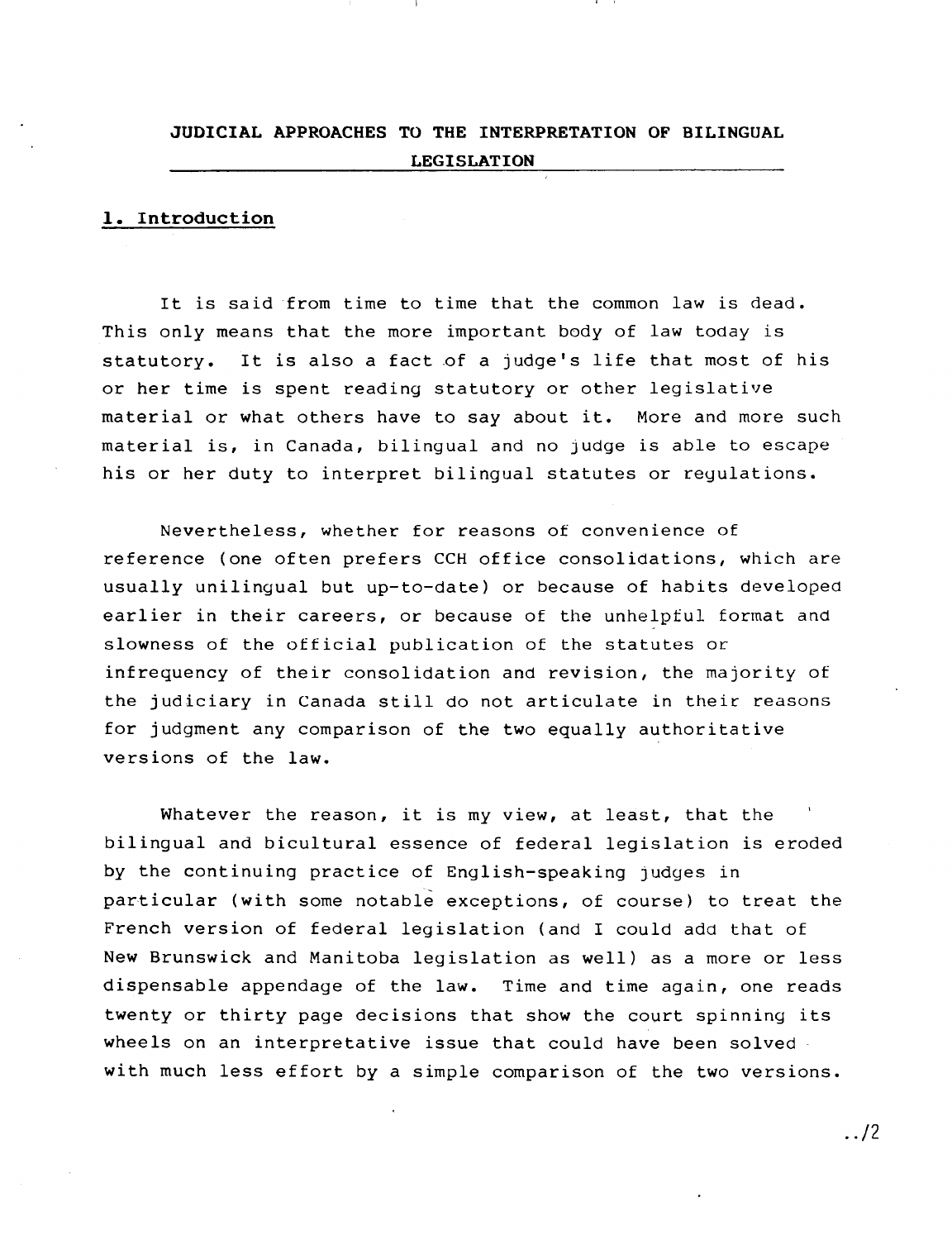# JUDICIAL APPROACHES TO THE INTERPRETATION OF BILINGUAL LEGISLATION

## 1. Introduction

It is said from time to time that the common law is dead. This only means that the more important body of law today is statutory. It is also a fact of a judge's life that most of his or her time is spent reading statutory or other legislative material or what others have to say about it. More and more such material is, in Canada, bilingual and no judge is able to escape his or her duty to interpret bilingual statutes or regulations.

Nevertheless, whether for reasons of convenience of reference (one often prefers CCH office consolidations, which are usually unilingual but up-to-date) or because of habits developed earlier in their careers, or because of the unhelpful format and slowness of the official publication of the statutes or infrequency of their consolidation and revision, the majority of the judiciary in Canada still do not articulate in their reasons for judgment any comparison of the two equally authoritative versions of the law.

Whatever the reason, it is my view, at least, that the bilingual and bicultural essence of federal legislation is eroded by the continuing practice of English-speaking judges in particular (with some notable exceptions, of course) to treat the French version of federal legislation (and I could add that of New Brunswick and Manitoba legislation as well) as a more or less dispensable appendage of the law. Time and time again, one reads twenty or thirty page decisions that show the court spinning its wheels on an interpretative issue that could have been solved with much less effort by a simple comparison of the two versions.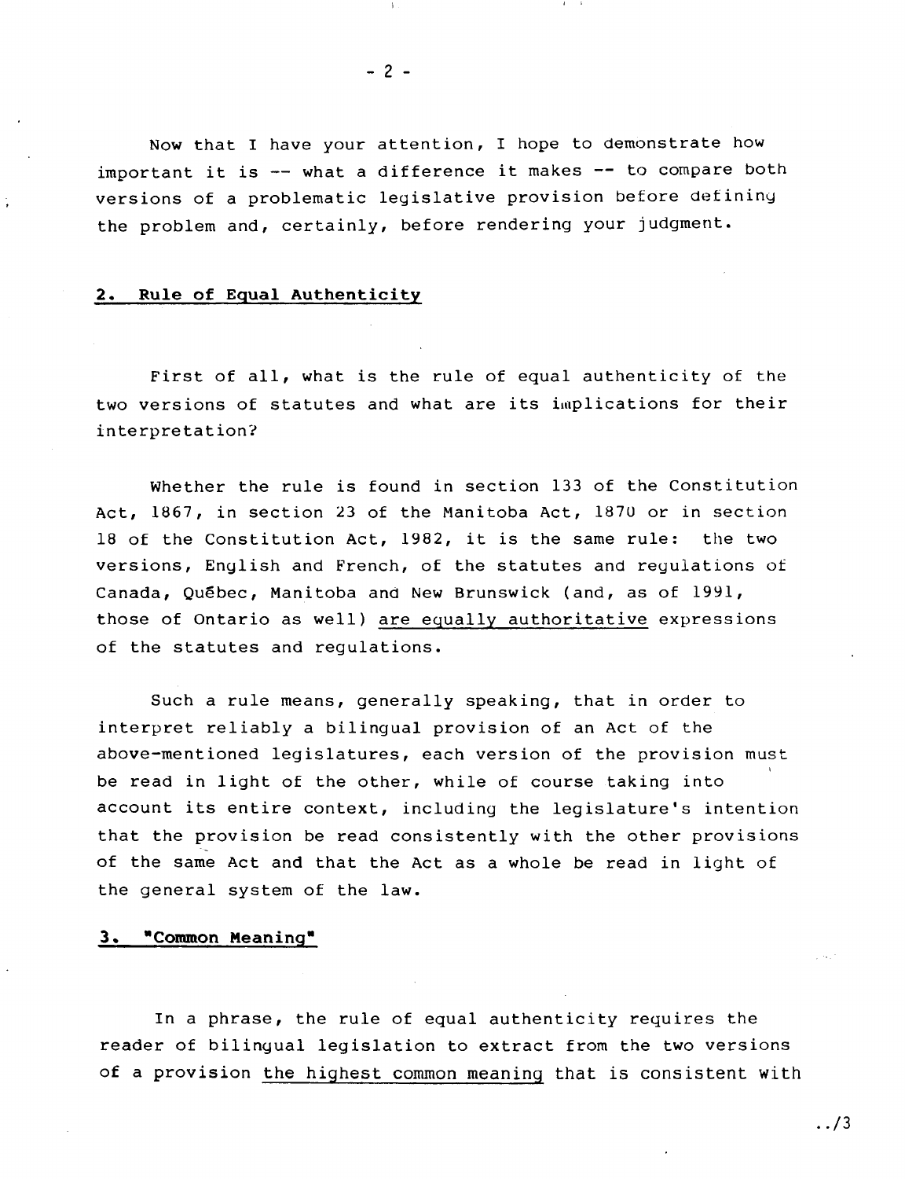Now that I have your attention, I hope to demonstrate how important it is -- what a difference it makes -- to compare both versions of a problematic legislative provision before defining the problem and, certainly, before rendering your judgment.

## 2. Rule of Equal Authenticity

First of all, what is the rule of equal authenticity of the two versions of statutes and what are its implications for their interpretation?

Whether the rule is found in section 133 of the Constitution Act, 1867, in section 23 of the Manitoba Act, 1870 or in section 18 of the Constitution Act, 1982, it is the same rule: the two versions, English and French, of the statutes and regulations of Canada, Québec, Manitoba and New Brunswick (and, as of 1991, those of Ontario as well) are equally authoritative expressions of the statutes and regulations.

Such a rule means, generally speaking, that in order to interpret reliably a bilingual provision of an Act of the above-mentioned legislatures, each version of the provision must be read in light of the other, while of course taking into account its entire context, including the legislature's intention that the provision be read consistently with the other provisions of the same Act and that the Act as a whole be read in light of the general system of the law.

## 3. "Common Meaning"

In a phrase, the rule of equal authenticity requires the reader of bilingual legislation to extract from the two versions of a provision the highest common meaning that is consistent with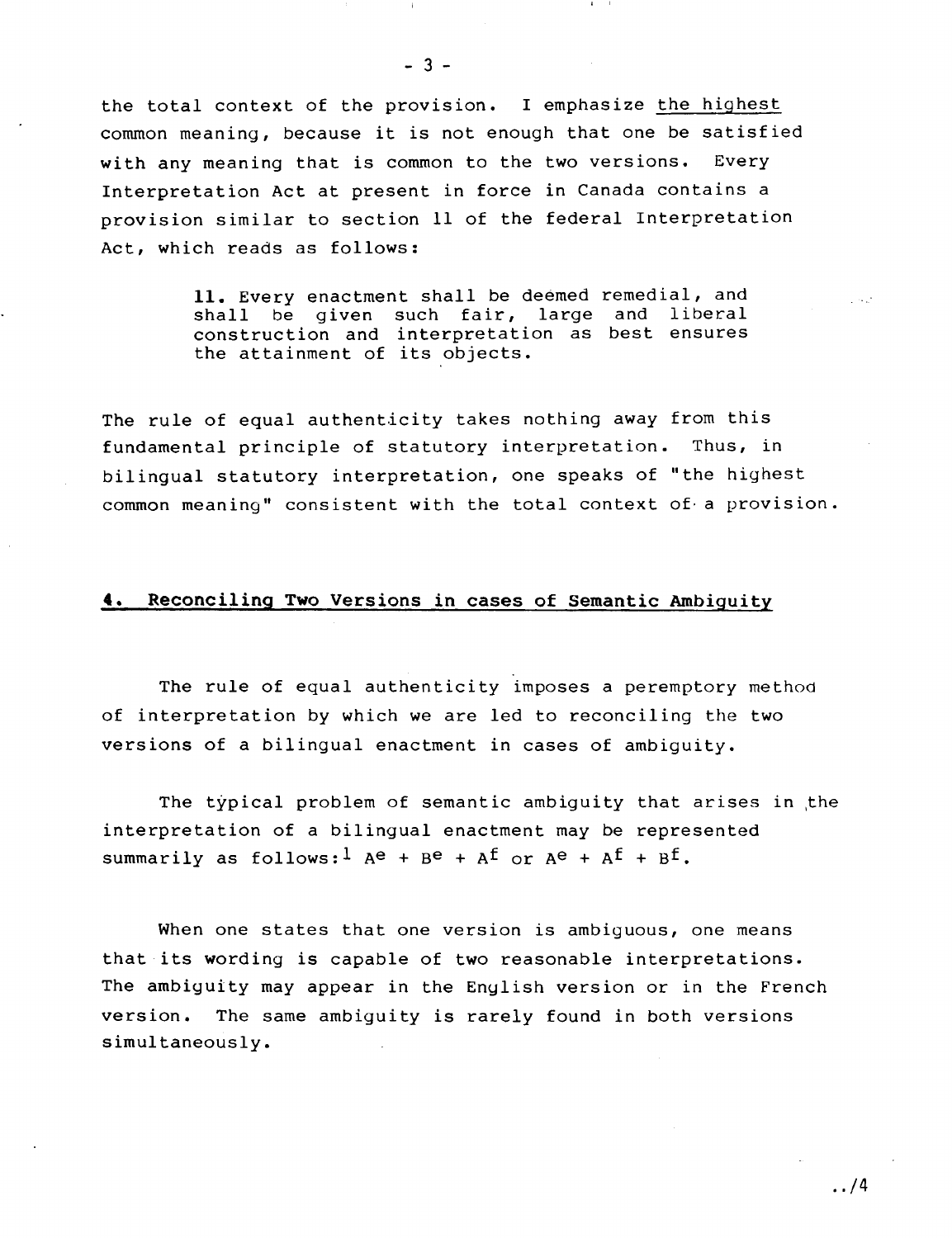the total context of the provision. I emphasize <u>the highest</u> common meaning, because it is not enough that one be satisfied with any meaning that is common to the two versions. Every Interpretation Act at present in force in Canada contains a provision similar to section 11 of the federal Interpretation Act, which reads as follows:

> **11.** Every enactment shall be deemed remedial, and shall be given such fair, large and liberal construction and interpretation as best ensures the attainment of its objects.

The rule of equal authenticity takes nothing away from this fundamental principle of statutory interpretation. Thus, in bilingual statutory interpretation, one speaks of "the highest common meaning" consistent with the total context of a provision.

## 4. Reconciling Two Versions in cases of Semantic Ambiguity

The rule of equal authenticity imposes a peremptory method of interpretation by which we are led to reconciling the two versions of a bilingual enactment in cases of ambiguity.

The typical problem of semantic ambiguity that arises in the interpretation of a bilingual enactment may be represented summarily as follows:[1] $A^e + B^e + A^f$ or $A^e + A^f + B^f$.

When one states that one version is ambiguous, one means that its wording is capable of two reasonable interpretations. The ambiguity may appear in the English version or in the French version. The same ambiguity is rarely found in both versions simultaneously.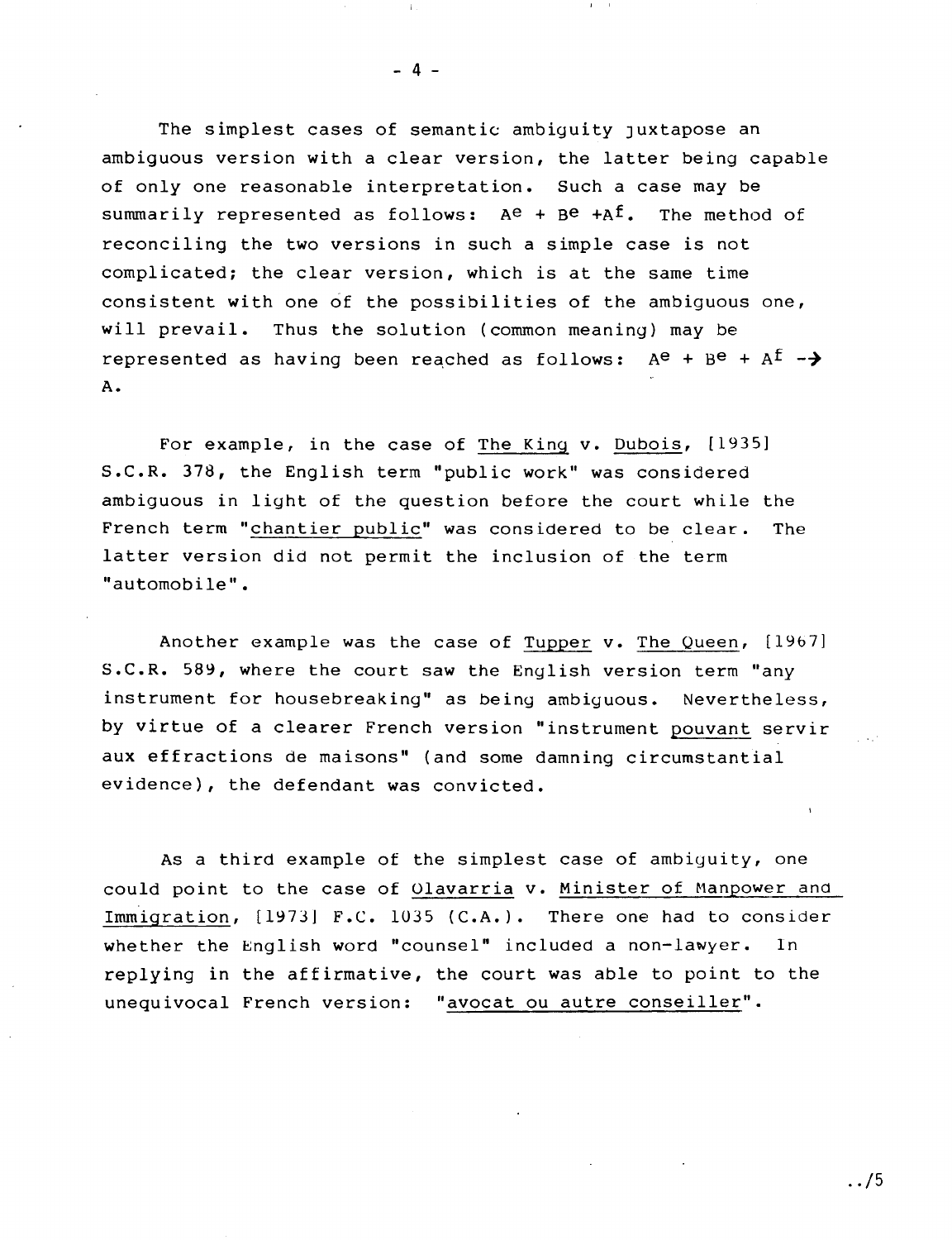The simplest cases of semantic ambiguity juxtapose an ambiguous version with a clear version, the latter being capable of only one reasonable interpretation. Such a case may be summarily represented as follows: $A^e + B^e + A^f$. The method of reconciling the two versions in such a simple case is not complicated; the clear version, which is at the same time consistent with one of the possibilities of the ambiguous one, will prevail. Thus the solution (common meaning) may be represented as having been reached as follows: $A^e + B^e + A^f \rightarrow A$.

For example, in the case of The King v. Dubois, [1935] S.C.R. 378, the English term "public work" was considered ambiguous in light of the question before the court while the French term "chantier public" was considered to be clear. The latter version did not permit the inclusion of the term "automobile".

Another example was the case of Tupper v. The Queen, [1967] S.C.R. 589, where the court saw the English version term "any instrument for housebreaking" as being ambiguous. Nevertheless, by virtue of a clearer French version "instrument pouvant servir aux effractions de maisons" (and some damning circumstantial evidence), the defendant was convicted.

As a third example of the simplest case of ambiguity, one could point to the case of Olavarria v. Minister of Manpower and Immigration, [1973] F.C. 1035 (C.A.). There one had to consider whether the English word "counsel" included a non-lawyer. In replying in the affirmative, the court was able to point to the unequivocal French version: "avocat ou autre conseiller".

../5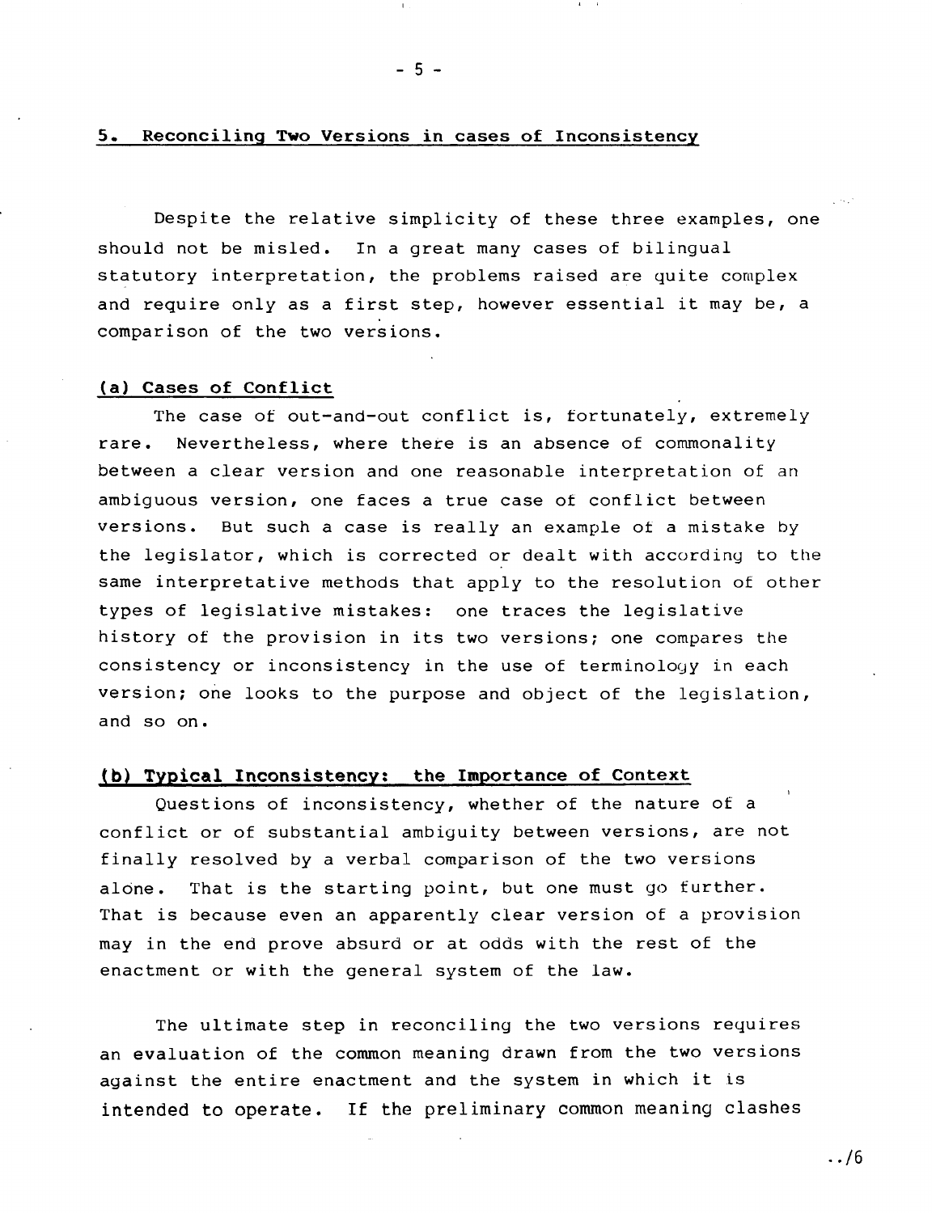## 5. Reconciling Two Versions in cases of Inconsistency

Despite the relative simplicity of these three examples, one should not be misled. In a great many cases of bilingual statutory interpretation, the problems raised are quite complex and require only as a first step, however essential it may be, a comparison of the two versions.

### (a) Cases of Conflict

The case of out-and-out conflict is, fortunately, extremely rare. Nevertheless, where there is an absence of commonality between a clear version and one reasonable interpretation of an ambiguous version, one faces a true case of conflict between versions. But such a case is really an example of a mistake by the legislator, which is corrected or dealt with according to the same interpretative methods that apply to the resolution of other types of legislative mistakes: one traces the legislative history of the provision in its two versions; one compares the consistency or inconsistency in the use of terminology in each version; one looks to the purpose and object of the legislation, and so on.

### (b) Typical Inconsistency: the Importance of Context

Questions of inconsistency, whether of the nature of a conflict or of substantial ambiguity between versions, are not finally resolved by a verbal comparison of the two versions alone. That is the starting point, but one must go further. That is because even an apparently clear version of a provision may in the end prove absurd or at odds with the rest of the enactment or with the general system of the law.

The ultimate step in reconciling the two versions requires an evaluation of the common meaning drawn from the two versions against the entire enactment and the system in which it is intended to operate. If the preliminary common meaning clashes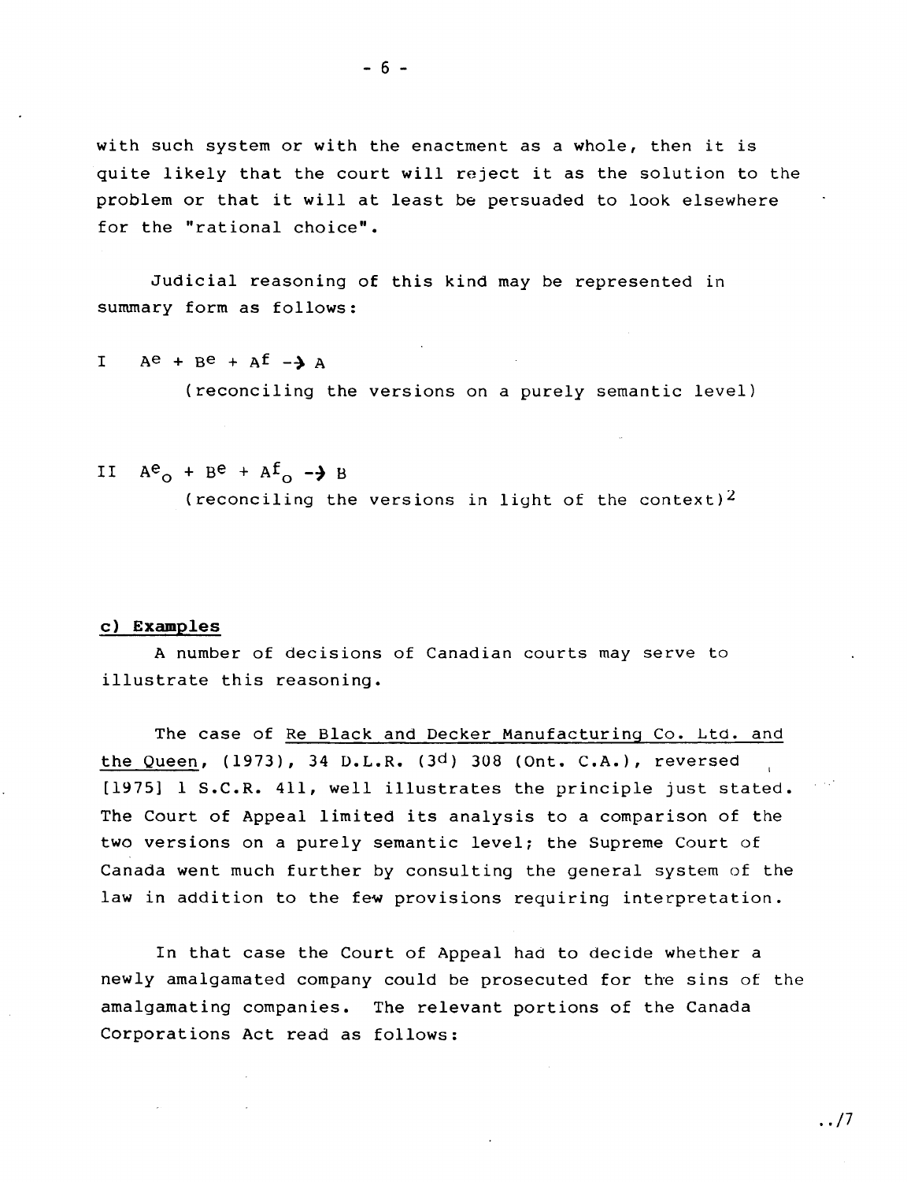with such system or with the enactment as a whole, then it is quite likely that the court will reject it as the solution to the problem or that it will at least be persuaded to look elsewhere for the "rational choice".

Judicial reasoning of this kind may be represented in summary form as follows:

I $A^e + B^e + A^f \rightarrow A$

(reconciling the versions on a purely semantic level)

II $A^e_o + B^e + A^f_o \rightarrow B$

(reconciling the versions in light of the context)[2]

**c) Examples**

A number of decisions of Canadian courts may serve to illustrate this reasoning.

The case of Re Black and Decker Manufacturing Co. Ltd. and the Queen, (1973), 34 D.L.R. (3d) 308 (Ont. C.A.), reversed [1975] 1 S.C.R. 411, well illustrates the principle just stated. The Court of Appeal limited its analysis to a comparison of the two versions on a purely semantic level; the Supreme Court of Canada went much further by consulting the general system of the law in addition to the few provisions requiring interpretation.

In that case the Court of Appeal had to decide whether a newly amalgamated company could be prosecuted for the sins of the amalgamating companies. The relevant portions of the Canada Corporations Act read as follows: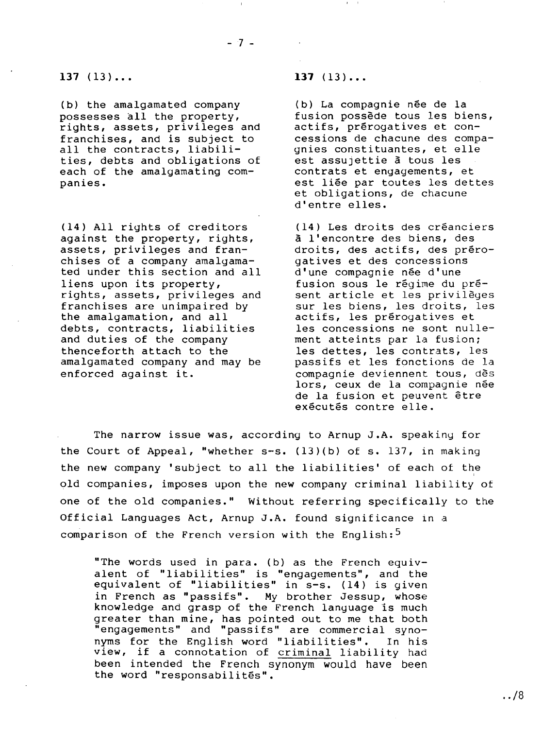**137** (13)...

(b) the amalgamated company possesses all the property, rights, assets, privileges and franchises, and is subject to all the contracts, liabilities, debts and obligations of each of the amalgamating companies.

(14) All rights of creditors against the property, rights, assets, privileges and franchises of a company amalgamated under this section and all liens upon its property, rights, assets, privileges and franchises are unimpaired by the amalgamation, and all debts, contracts, liabilities and duties of the company thenceforth attach to the amalgamated company and may be enforced against it.

**137** (13)...

(b) La compagnie née de la fusion possède tous les biens, actifs, prérogatives et concessions de chacune des compagnies constituantes, et elle est assujettie à tous les contrats et engagements, et est liée par toutes les dettes et obligations, de chacune d'entre elles.

(14) Les droits des créanciers à l'encontre des biens, des droits, des actifs, des prérogatives et des concessions d'une compagnie née d'une fusion sous le régime du présent article et les privilèges sur les biens, les droits, les actifs, les prérogatives et les concessions ne sont nullement atteints par la fusion; les dettes, les contrats, les passifs et les fonctions de la compagnie deviennent tous, dès lors, ceux de la compagnie née de la fusion et peuvent être exécutés contre elle.

The narrow issue was, according to Arnup J.A. speaking for the Court of Appeal, "whether s-s. (13)(b) of s. 137, in making the new company 'subject to all the liabilities' of each of the old companies, imposes upon the new company criminal liability of one of the old companies." Without referring specifically to the Official Languages Act, Arnup J.A. found significance in a comparison of the French version with the English:[5]

> "The words used in para. (b) as the French equivalent of "liabilities" is "engagements", and the equivalent of "liabilities" in s-s. (14) is given in French as "passifs". My brother Jessup, whose knowledge and grasp of the French language is much greater than mine, has pointed out to me that both "engagements" and "passifs" are commercial synonyms for the English word "liabilities". In his view, if a connotation of <u>criminal</u> liability had been intended the French synonym would have been the word "responsabilités".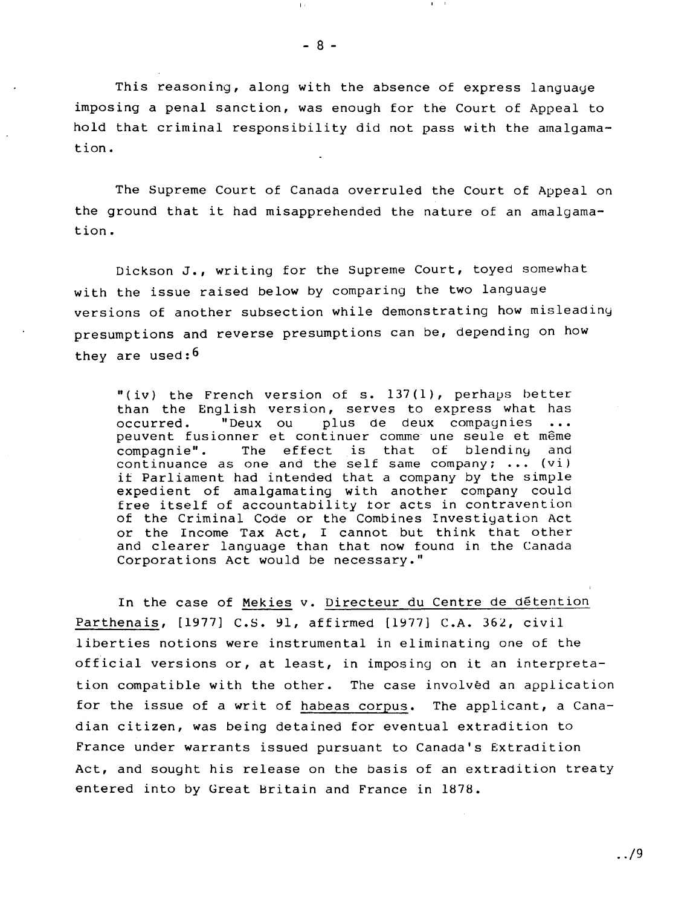This reasoning, along with the absence of express language imposing a penal sanction, was enough for the Court of Appeal to hold that criminal responsibility did not pass with the amalgamation.

The Supreme Court of Canada overruled the Court of Appeal on the ground that it had misapprehended the nature of an amalgamation.

Dickson J., writing for the Supreme Court, toyed somewhat with the issue raised below by comparing the two language versions of another subsection while demonstrating how misleading presumptions and reverse presumptions can be, depending on how they are used:[6]

> "(iv) the French version of s. 137(1), perhaps better than the English version, serves to express what has occurred. "Deux ou plus de deux compagnies ... peuvent fusionner et continuer comme une seule et même compagnie". The effect is that of blending and continuance as one and the self same company; ... (vi) if Parliament had intended that a company by the simple expedient of amalgamating with another company could free itself of accountability for acts in contravention of the Criminal Code or the Combines Investigation Act or the Income Tax Act, I cannot but think that other and clearer language than that now found in the Canada Corporations Act would be necessary."

In the case of Mekies v. Directeur du Centre de détention Parthenais, [1977] C.S. 91, affirmed [1977] C.A. 362, civil liberties notions were instrumental in eliminating one of the official versions or, at least, in imposing on it an interpretation compatible with the other. The case involved an application for the issue of a writ of habeas corpus. The applicant, a Canadian citizen, was being detained for eventual extradition to France under warrants issued pursuant to Canada's Extradition Act, and sought his release on the basis of an extradition treaty entered into by Great Britain and France in 1878.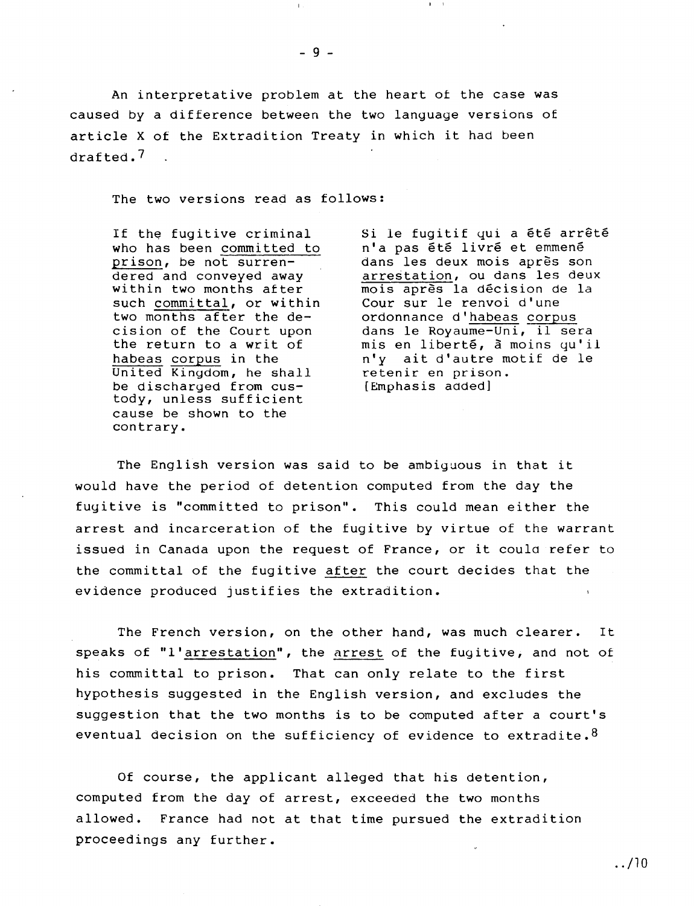An interpretative problem at the heart of the case was caused by a difference between the two language versions of article X of the Extradition Treaty in which it had been drafted.[7]

The two versions read as follows:

> If the fugitive criminal who has been committed to prison, be not surrendered and conveyed away within two months after such committal, or within two months after the decision of the Court upon the return to a writ of habeas corpus in the United Kingdom, he shall be discharged from custody, unless sufficient cause be shown to the contrary.

> Si le fugitif qui a été arrêté n'a pas été livré et emmené dans les deux mois après son arrestation, ou dans les deux mois après la décision de la Cour sur le renvoi d'une ordonnance d'habeas corpus dans le Royaume-Uni, il sera mis en liberté, à moins qu'il n'y ait d'autre motif de le retenir en prison.
> [Emphasis added]

The English version was said to be ambiguous in that it would have the period of detention computed from the day the fugitive is "committed to prison". This could mean either the arrest and incarceration of the fugitive by virtue of the warrant issued in Canada upon the request of France, or it could refer to the committal of the fugitive after the court decides that the evidence produced justifies the extradition.

The French version, on the other hand, was much clearer. It speaks of "l'arrestation", the arrest of the fugitive, and not of his committal to prison. That can only relate to the first hypothesis suggested in the English version, and excludes the suggestion that the two months is to be computed after a court's eventual decision on the sufficiency of evidence to extradite.[8]

Of course, the applicant alleged that his detention, computed from the day of arrest, exceeded the two months allowed. France had not at that time pursued the extradition proceedings any further.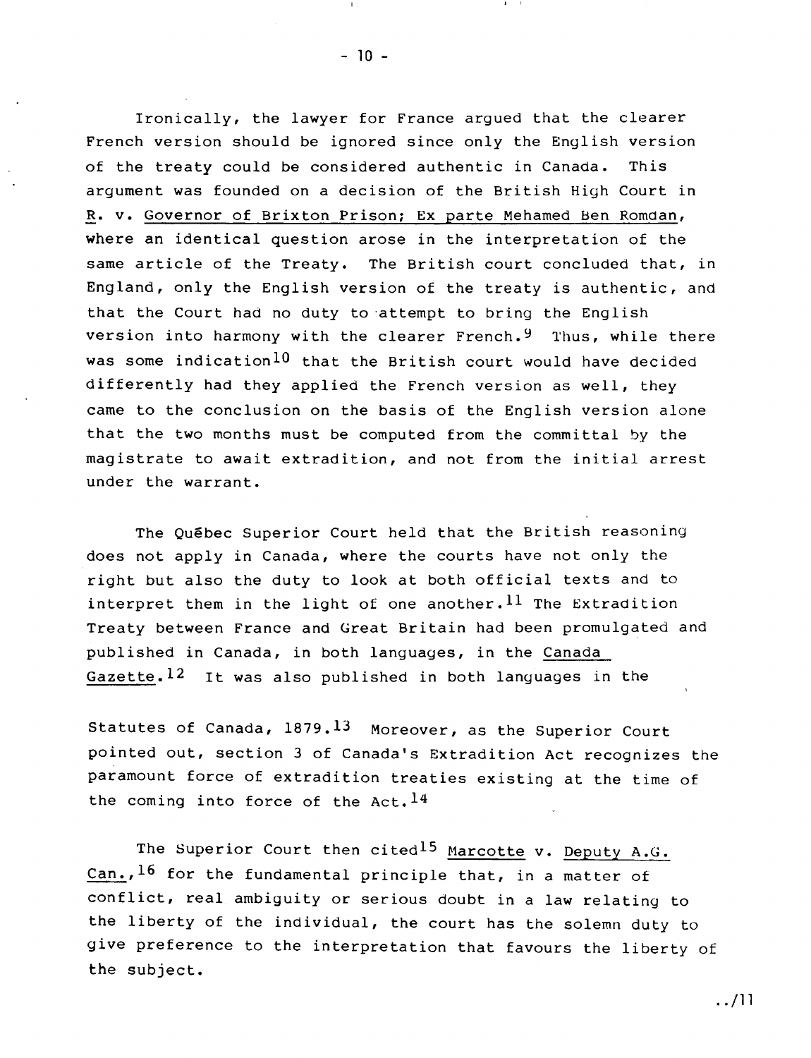Ironically, the lawyer for France argued that the clearer French version should be ignored since only the English version of the treaty could be considered authentic in Canada. This argument was founded on a decision of the British High Court in R. v. Governor of Brixton Prison; Ex parte Mehamed Ben Romdan, where an identical question arose in the interpretation of the same article of the Treaty. The British court concluded that, in England, only the English version of the treaty is authentic, and that the Court had no duty to attempt to bring the English version into harmony with the clearer French.[9] Thus, while there was some indication[10] that the British court would have decided differently had they applied the French version as well, they came to the conclusion on the basis of the English version alone that the two months must be computed from the committal by the magistrate to await extradition, and not from the initial arrest under the warrant.

The Québec Superior Court held that the British reasoning does not apply in Canada, where the courts have not only the right but also the duty to look at both official texts and to interpret them in the light of one another.[11] The Extradition Treaty between France and Great Britain had been promulgated and published in Canada, in both languages, in the Canada Gazette.[12] It was also published in both languages in the Statutes of Canada, 1879.[13] Moreover, as the Superior Court pointed out, section 3 of Canada's Extradition Act recognizes the paramount force of extradition treaties existing at the time of the coming into force of the Act.[14]

The Superior Court then cited[15] Marcotte v. Deputy A.G. Can.,[16] for the fundamental principle that, in a matter of conflict, real ambiguity or serious doubt in a law relating to the liberty of the individual, the court has the solemn duty to give preference to the interpretation that favours the liberty of the subject.

../11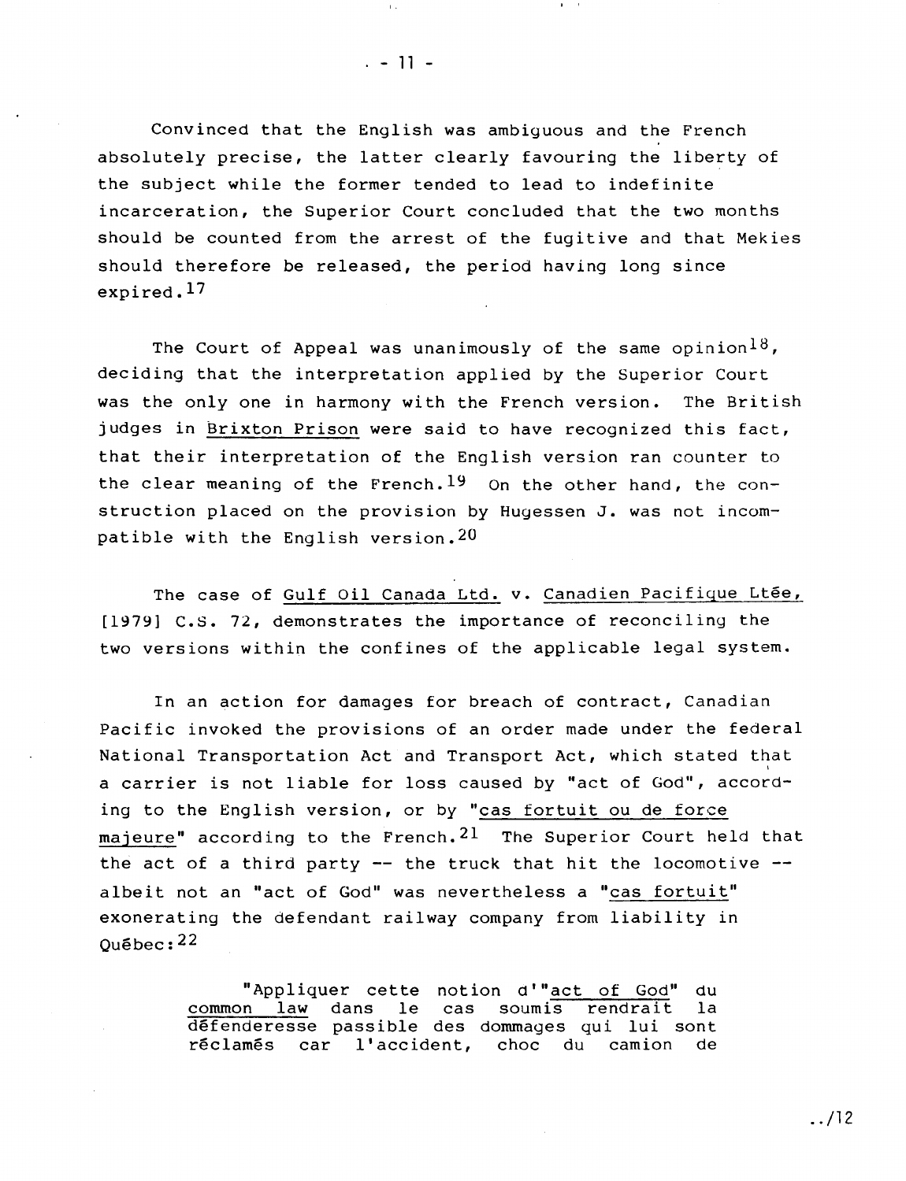Convinced that the English was ambiguous and the French absolutely precise, the latter clearly favouring the liberty of the subject while the former tended to lead to indefinite incarceration, the Superior Court concluded that the two months should be counted from the arrest of the fugitive and that Mekies should therefore be released, the period having long since expired.[17]

The Court of Appeal was unanimously of the same opinion[18], deciding that the interpretation applied by the Superior Court was the only one in harmony with the French version. The British judges in Brixton Prison were said to have recognized this fact, that their interpretation of the English version ran counter to the clear meaning of the French.[19] On the other hand, the construction placed on the provision by Hugessen J. was not incompatible with the English version.[20]

The case of Gulf Oil Canada Ltd. v. Canadien Pacifique Ltée, [1979] C.S. 72, demonstrates the importance of reconciling the two versions within the confines of the applicable legal system.

In an action for damages for breach of contract, Canadian Pacific invoked the provisions of an order made under the federal National Transportation Act and Transport Act, which stated that a carrier is not liable for loss caused by "act of God", according to the English version, or by "cas fortuit ou de force majeure" according to the French.[21] The Superior Court held that the act of a third party -- the truck that hit the locomotive -- albeit not an "act of God" was nevertheless a "cas fortuit" exonerating the defendant railway company from liability in Québec:[22]

> "Appliquer cette notion d'"act of God" du common law dans le cas soumis rendrait la défenderesse passible des dommages qui lui sont réclamés car l'accident, choc du camion de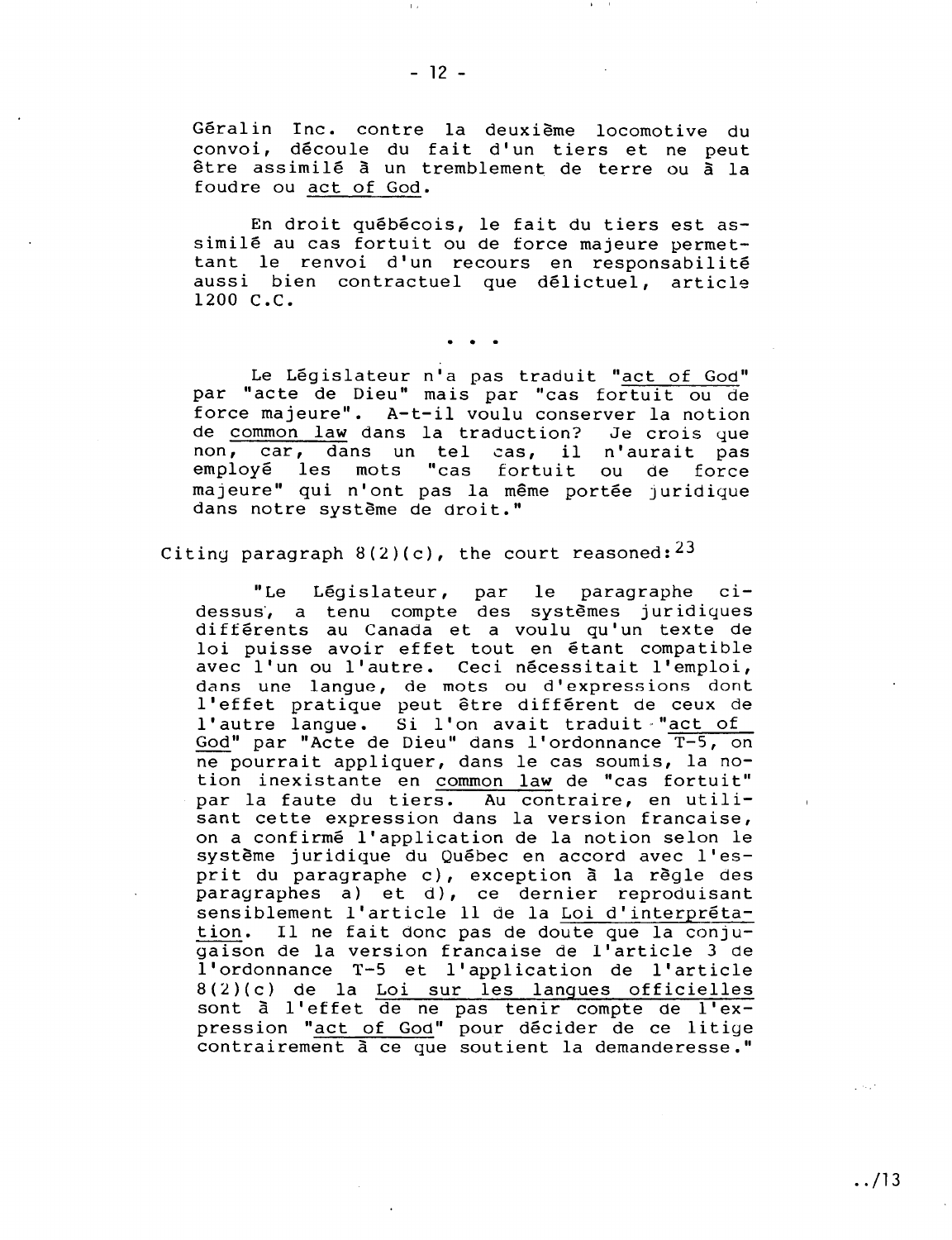Géralin Inc. contre la deuxième locomotive du convoi, découle du fait d'un tiers et ne peut être assimilé à un tremblement de terre ou à la foudre ou act of God.

En droit québécois, le fait du tiers est assimilé au cas fortuit ou de force majeure permettant le renvoi d'un recours en responsabilité aussi bien contractuel que délictuel, article 1200 C.C.

. . .

Le Législateur n'a pas traduit "act of God" par "acte de Dieu" mais par "cas fortuit ou de force majeure". A-t-il voulu conserver la notion de common law dans la traduction? Je crois que non, car, dans un tel cas, il n'aurait pas employé les mots "cas fortuit ou de force majeure" qui n'ont pas la même portée juridique dans notre système de droit."

Citing paragraph 8(2)(c), the court reasoned:[23]

"Le Législateur, par le paragraphe ci-dessus, a tenu compte des systèmes juridiques différents au Canada et a voulu qu'un texte de loi puisse avoir effet tout en étant compatible avec l'un ou l'autre. Ceci nécessitait l'emploi, dans une langue, de mots ou d'expressions dont l'effet pratique peut être différent de ceux de l'autre langue. Si l'on avait traduit "act of God" par "Acte de Dieu" dans l'ordonnance T-5, on ne pourrait appliquer, dans le cas soumis, la notion inexistante en common law de "cas fortuit" par la faute du tiers. Au contraire, en utilisant cette expression dans la version francaise, on a confirmé l'application de la notion selon le système juridique du Québec en accord avec l'esprit du paragraphe c), exception à la règle des paragraphes a) et d), ce dernier reproduisant sensiblement l'article 11 de la Loi d'interprétation. Il ne fait donc pas de doute que la conjugaison de la version francaise de l'article 3 de l'ordonnance T-5 et l'application de l'article 8(2)(c) de la Loi sur les langues officielles sont à l'effet de ne pas tenir compte de l'expression "act of God" pour décider de ce litige contrairement à ce que soutient la demanderesse."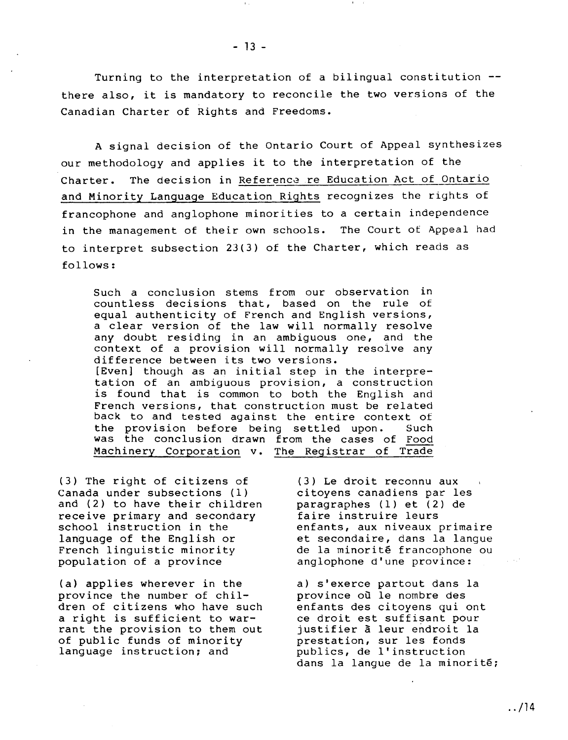Turning to the interpretation of a bilingual constitution -- there also, it is mandatory to reconcile the two versions of the Canadian Charter of Rights and Freedoms.

A signal decision of the Ontario Court of Appeal synthesizes our methodology and applies it to the interpretation of the Charter. The decision in Reference re Education Act of Ontario and Minority Language Education Rights recognizes the rights of francophone and anglophone minorities to a certain independence in the management of their own schools. The Court of Appeal had to interpret subsection 23(3) of the Charter, which reads as follows:

> Such a conclusion stems from our observation in countless decisions that, based on the rule of equal authenticity of French and English versions, a clear version of the law will normally resolve any doubt residing in an ambiguous one, and the context of a provision will normally resolve any difference between its two versions.
> [Even] though as an initial step in the interpretation of an ambiguous provision, a construction is found that is common to both the English and French versions, that construction must be related back to and tested against the entire context of the provision before being settled upon. Such was the conclusion drawn from the cases of Food Machinery Corporation v. The Registrar of Trade

| | |
|---|---|
| (3) The right of citizens of Canada under subsections (1) and (2) to have their children receive primary and secondary school instruction in the language of the English or French linguistic minority population of a province | (3) Le droit reconnu aux citoyens canadiens par les paragraphes (1) et (2) de faire instruire leurs enfants, aux niveaux primaire et secondaire, dans la langue de la minorité francophone ou anglophone d'une province: |
| (a) applies wherever in the province the number of children of citizens who have such a right is sufficient to warrant the provision to them out of public funds of minority language instruction; and | a) s'exerce partout dans la province où le nombre des enfants des citoyens qui ont ce droit est suffisant pour justifier à leur endroit la prestation, sur les fonds publics, de l'instruction dans la langue de la minorité; |

../14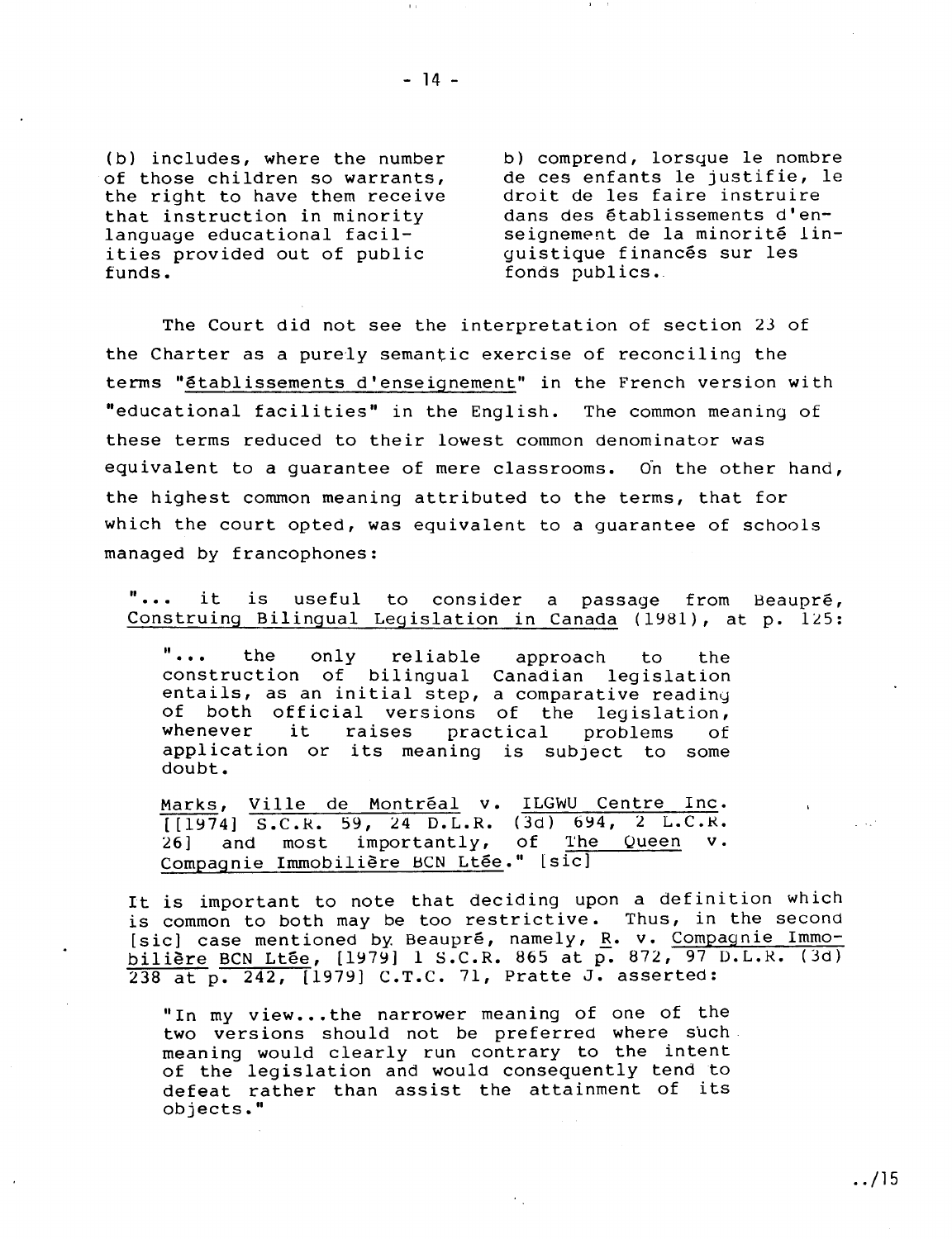(b) includes, where the number of those children so warrants, the right to have them receive that instruction in minority language educational facilities provided out of public funds.

b) comprend, lorsque le nombre de ces enfants le justifie, le droit de les faire instruire dans des établissements d'enseignement de la minorité linguistique financés sur les fonds publics.

The Court did not see the interpretation of section 23 of the Charter as a purely semantic exercise of reconciling the terms "établissements d'enseignement" in the French version with "educational facilities" in the English. The common meaning of these terms reduced to their lowest common denominator was equivalent to a guarantee of mere classrooms. On the other hand, the highest common meaning attributed to the terms, that for which the court opted, was equivalent to a guarantee of schools managed by francophones:

> "... it is useful to consider a passage from Beaupré, Construing Bilingual Legislation in Canada (1981), at p. 125:
>
> > "... the only reliable approach to the construction of bilingual Canadian legislation entails, as an initial step, a comparative reading of both official versions of the legislation, whenever it raises practical problems of application or its meaning is subject to some doubt.
> >
> > Marks, Ville de Montréal v. ILGWU Centre Inc. [[1974] S.C.R. 59, 24 D.L.R. (3d) 694, 2 L.C.R. 26] and most importantly, of The Queen v. Compagnie Immobilière BCN Ltée." [sic]
>
> It is important to note that deciding upon a definition which is common to both may be too restrictive. Thus, in the second [sic] case mentioned by Beaupré, namely, R. v. Compagnie Immobilière BCN Ltée, [1979] 1 S.C.R. 865 at p. 872, 97 D.L.R. (3d) 238 at p. 242, [1979] C.T.C. 71, Pratte J. asserted:
>
> > "In my view...the narrower meaning of one of the two versions should not be preferred where such meaning would clearly run contrary to the intent of the legislation and would consequently tend to defeat rather than assist the attainment of its objects."

../15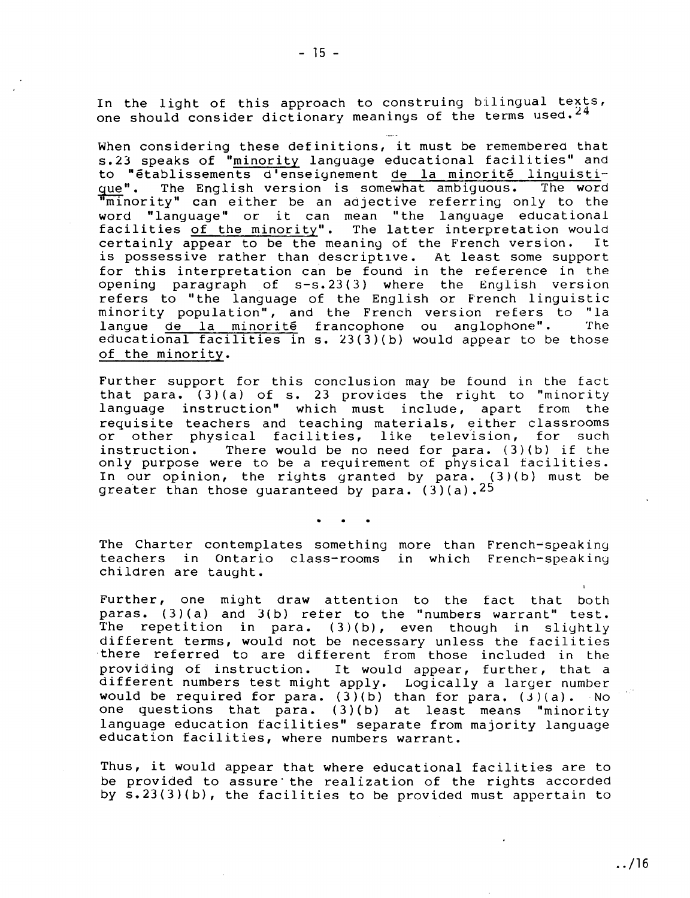In the light of this approach to construing bilingual texts, one should consider dictionary meanings of the terms used.[24]

When considering these definitions, it must be remembered that s.23 speaks of "minority language educational facilities" and to "établissements d'enseignement de la minorité linguistique". The English version is somewhat ambiguous. The word "minority" can either be an adjective referring only to the word "language" or it can mean "the language educational facilities of the minority". The latter interpretation would certainly appear to be the meaning of the French version. It is possessive rather than descriptive. At least some support for this interpretation can be found in the reference in the opening paragraph of s-s.23(3) where the English version refers to "the language of the English or French linguistic minority population", and the French version refers to "la langue de la minorité francophone ou anglophone". The educational facilities in s. 23(3)(b) would appear to be those of the minority.

Further support for this conclusion may be found in the fact that para. (3)(a) of s. 23 provides the right to "minority language instruction" which must include, apart from the requisite teachers and teaching materials, either classrooms or other physical facilities, like television, for such instruction. There would be no need for para. (3)(b) if the only purpose were to be a requirement of physical facilities. In our opinion, the rights granted by para. (3)(b) must be greater than those guaranteed by para. (3)(a).[25]

. . .

The Charter contemplates something more than French-speaking teachers in Ontario class-rooms in which French-speaking children are taught.

Further, one might draw attention to the fact that both paras. (3)(a) and 3(b) refer to the "numbers warrant" test. The repetition in para. (3)(b), even though in slightly different terms, would not be necessary unless the facilities there referred to are different from those included in the providing of instruction. It would appear, further, that a different numbers test might apply. Logically a larger number would be required for para. (3)(b) than for para. (3)(a). No one questions that para. (3)(b) at least means "minority language education facilities" separate from majority language education facilities, where numbers warrant.

Thus, it would appear that where educational facilities are to be provided to assure the realization of the rights accorded by s.23(3)(b), the facilities to be provided must appertain to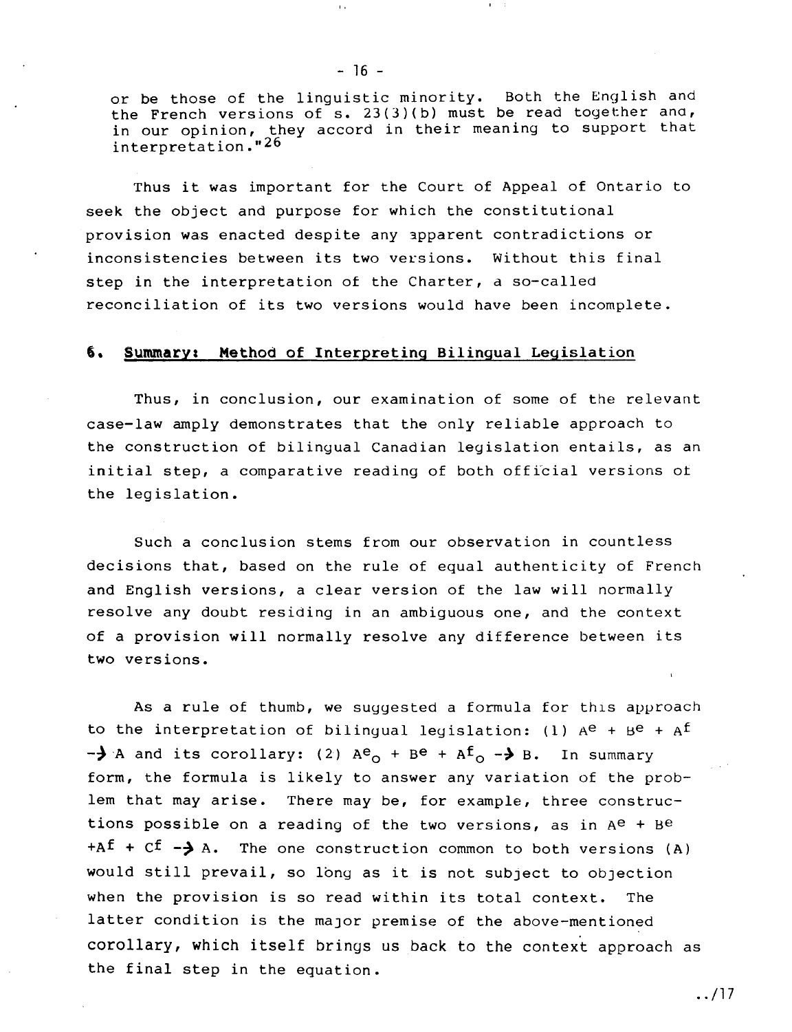or be those of the linguistic minority. Both the English and the French versions of s. 23(3)(b) must be read together and, in our opinion, they accord in their meaning to support that interpretation."[26]

Thus it was important for the Court of Appeal of Ontario to seek the object and purpose for which the constitutional provision was enacted despite any apparent contradictions or inconsistencies between its two versions. Without this final step in the interpretation of the Charter, a so-called reconciliation of its two versions would have been incomplete.

## 6. Summary: Method of Interpreting Bilingual Legislation

Thus, in conclusion, our examination of some of the relevant case-law amply demonstrates that the only reliable approach to the construction of bilingual Canadian legislation entails, as an initial step, a comparative reading of both official versions of the legislation.

Such a conclusion stems from our observation in countless decisions that, based on the rule of equal authenticity of French and English versions, a clear version of the law will normally resolve any doubt residing in an ambiguous one, and the context of a provision will normally resolve any difference between its two versions.

As a rule of thumb, we suggested a formula for this approach to the interpretation of bilingual legislation: (1) $A^e + B^e + A^f \rightarrow A$ and its corollary: (2) $A^e_o + B^e + A^f_o \rightarrow B$. In summary form, the formula is likely to answer any variation of the problem that may arise. There may be, for example, three constructions possible on a reading of the two versions, as in $A^e + B^e + A^f + C^f \rightarrow A$. The one construction common to both versions (A) would still prevail, so long as it is not subject to objection when the provision is so read within its total context. The latter condition is the major premise of the above-mentioned corollary, which itself brings us back to the context approach as the final step in the equation.

../17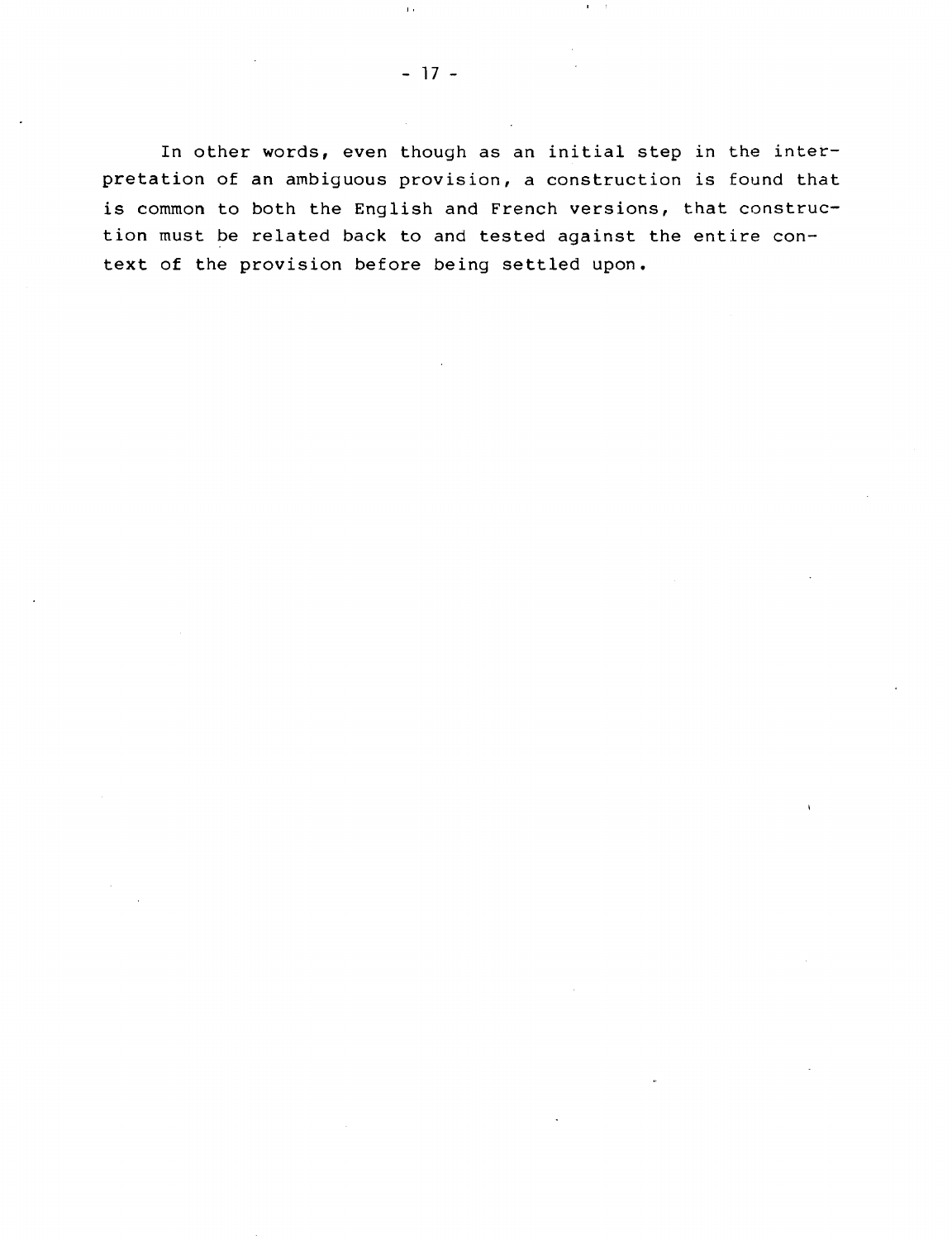In other words, even though as an initial step in the interpretation of an ambiguous provision, a construction is found that is common to both the English and French versions, that construction must be related back to and tested against the entire context of the provision before being settled upon.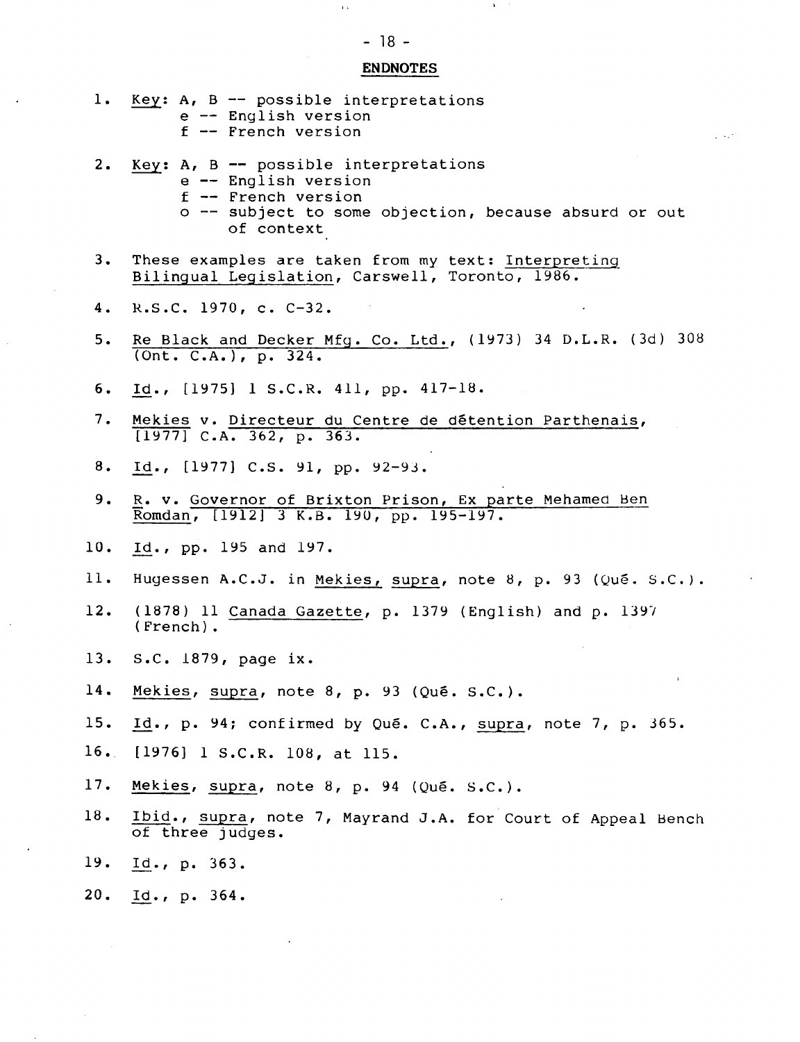## ENDNOTES

1. Key: A, B -- possible interpretations
   e -- English version
   f -- French version

2. Key: A, B -- possible interpretations
   e -- English version
   f -- French version
   o -- subject to some objection, because absurd or out of context

3. These examples are taken from my text: Interpreting Bilingual Legislation, Carswell, Toronto, 1986.

4. R.S.C. 1970, c. C-32.

5. Re Black and Decker Mfg. Co. Ltd., (1973) 34 D.L.R. (3d) 308 (Ont. C.A.), p. 324.

6. Id., [1975] 1 S.C.R. 411, pp. 417-18.

7. Mekies v. Directeur du Centre de détention Parthenais, [1977] C.A. 362, p. 363.

8. Id., [1977] C.S. 91, pp. 92-93.

9. R. v. Governor of Brixton Prison, Ex parte Mehamed Ben Romdan, [1912] 3 K.B. 190, pp. 195-197.

10. Id., pp. 195 and 197.

11. Hugessen A.C.J. in Mekies, supra, note 8, p. 93 (Qué. S.C.).

12. (1878) 11 Canada Gazette, p. 1379 (English) and p. 1397 (French).

13. S.C. 1879, page ix.

14. Mekies, supra, note 8, p. 93 (Qué. S.C.).

15. Id., p. 94; confirmed by Qué. C.A., supra, note 7, p. 365.

16. [1976] 1 S.C.R. 108, at 115.

17. Mekies, supra, note 8, p. 94 (Qué. S.C.).

18. Ibid., supra, note 7, Mayrand J.A. for Court of Appeal Bench of three judges.

19. Id., p. 363.

20. Id., p. 364.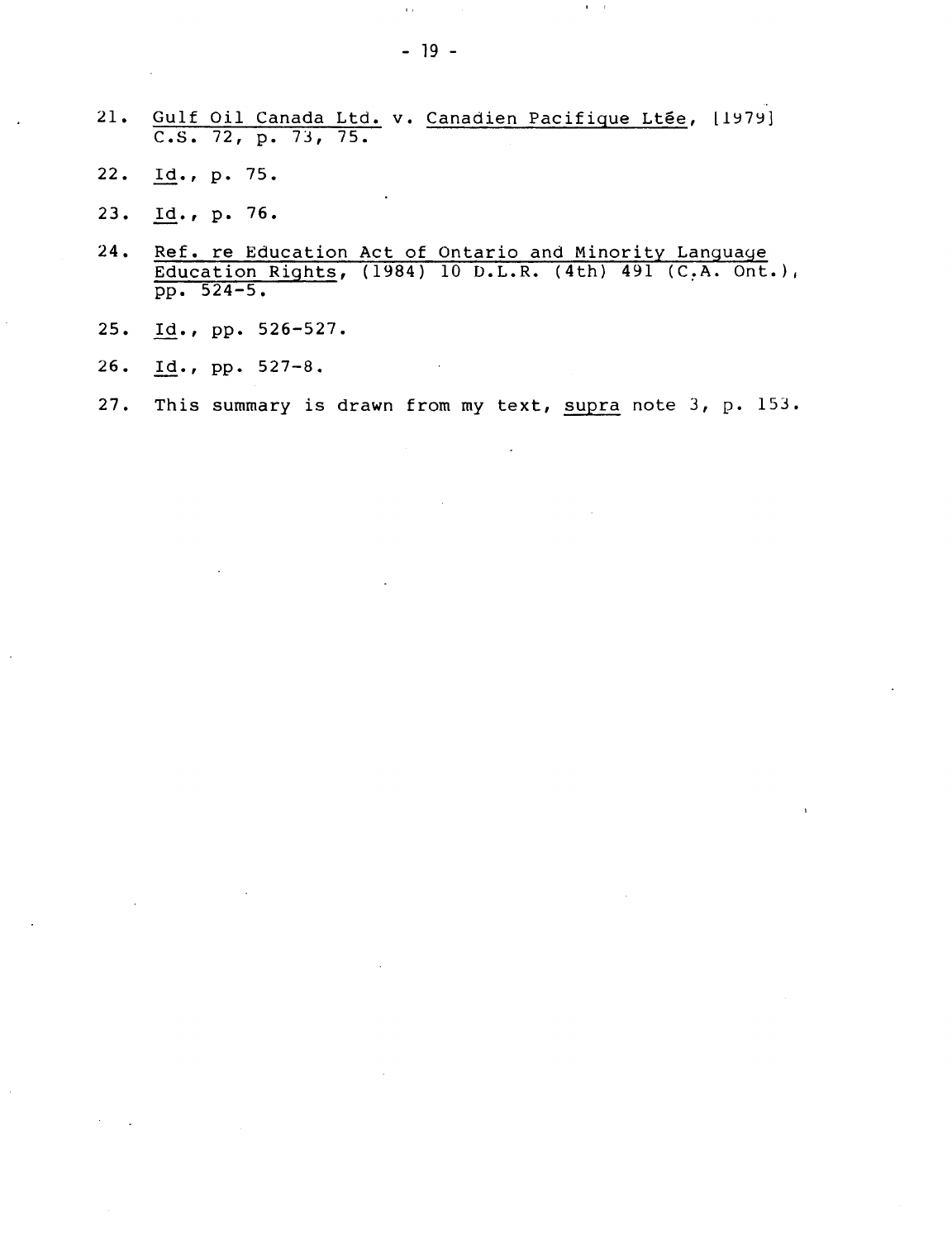21. Gulf Oil Canada Ltd. v. Canadien Pacifique Ltée, [1979] C.S. 72, p. 73, 75.

22. Id., p. 75.

23. Id., p. 76.

24. Ref. re Education Act of Ontario and Minority Language Education Rights, (1984) 10 D.L.R. (4th) 491 (C.A. Ont.), pp. 524-5.

25. Id., pp. 526-527.

26. Id., pp. 527-8.

27. This summary is drawn from my text, supra note 3, p. 153.